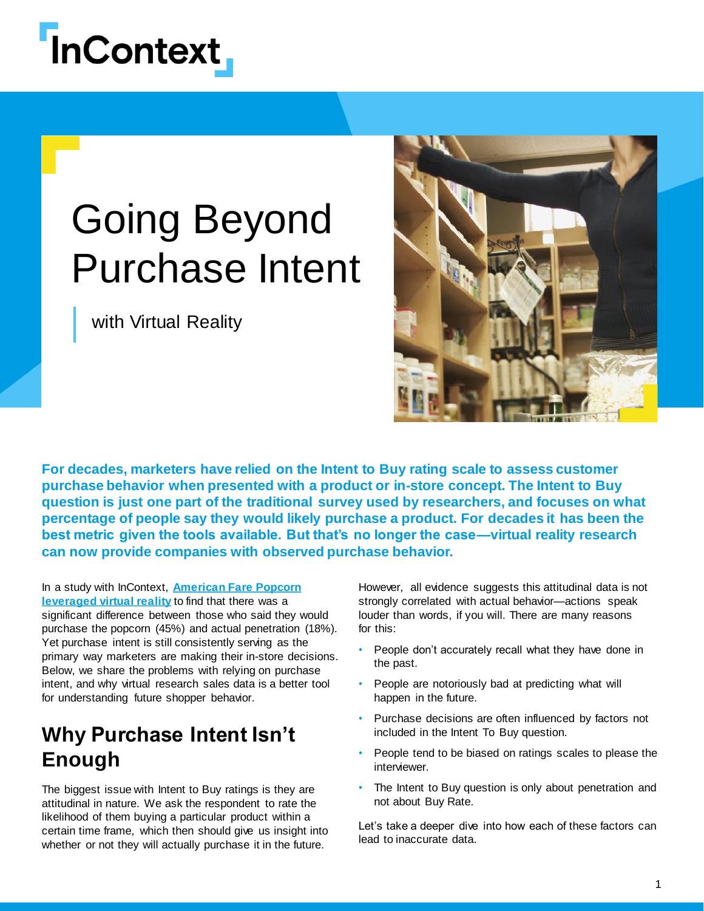InContext

# Going Beyond Purchase Intent

with Virtual Reality

**For decades, marketers have relied on the Intent to Buy rating scale to assess customer purchase behavior when presented with a product or in-store concept. The Intent to Buy question is just one part of the traditional survey used by researchers, and focuses on what percentage of people say they would likely purchase a product. For decades it has been the best metric given the tools available. But that's no longer the case—virtual reality research can now provide companies with observed purchase behavior.**

In a study with InContext, **American Fare Popcorn leveraged virtual reality** to find that there was a significant difference between those who said they would purchase the popcorn (45%) and actual penetration (18%). Yet purchase intent is still consistently serving as the primary way marketers are making their in-store decisions. Below, we share the problems with relying on purchase intent, and why virtual research sales data is a better tool for understanding future shopper behavior.

## Why Purchase Intent Isn't Enough

The biggest issue with Intent to Buy ratings is they are attitudinal in nature. We ask the respondent to rate the likelihood of them buying a particular product within a certain time frame, which then should give us insight into whether or not they will actually purchase it in the future.

However, all evidence suggests this attitudinal data is not strongly correlated with actual behavior—actions speak louder than words, if you will. There are many reasons for this:

- People don't accurately recall what they have done in the past.
- People are notoriously bad at predicting what will happen in the future.
- Purchase decisions are often influenced by factors not included in the Intent To Buy question.
- People tend to be biased on ratings scales to please the interviewer.
- The Intent to Buy question is only about penetration and not about Buy Rate.

Let's take a deeper dive into how each of these factors can lead to inaccurate data.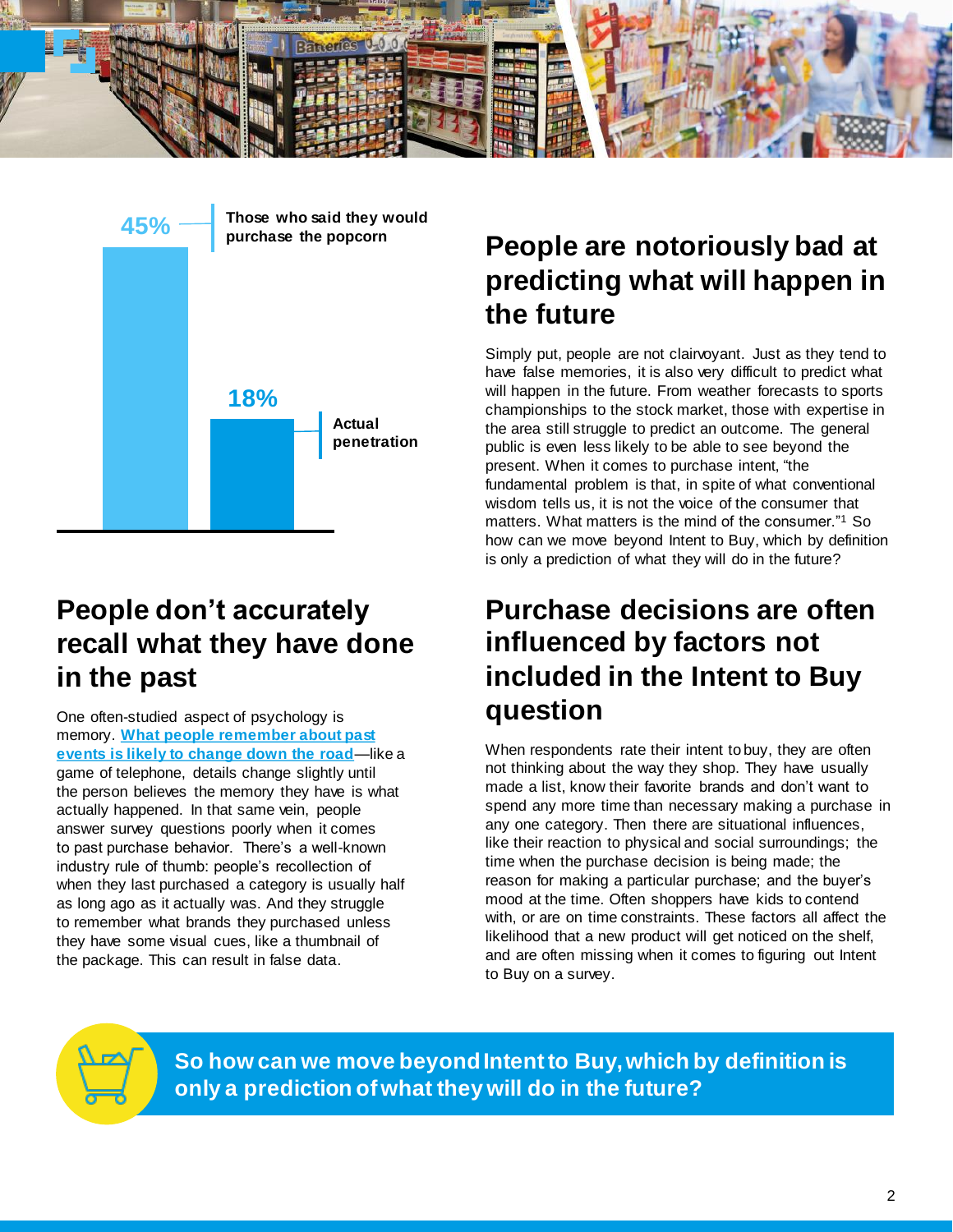45% — Those who said they would purchase the popcorn

18% — Actual penetration

## People don't accurately recall what they have done in the past

One often-studied aspect of psychology is memory. **What people remember about past events is likely to change down the road**—like a game of telephone, details change slightly until the person believes the memory they have is what actually happened. In that same vein, people answer survey questions poorly when it comes to past purchase behavior. There's a well-known industry rule of thumb: people's recollection of when they last purchased a category is usually half as long ago as it actually was. And they struggle to remember what brands they purchased unless they have some visual cues, like a thumbnail of the package. This can result in false data.

## People are notoriously bad at predicting what will happen in the future

Simply put, people are not clairvoyant. Just as they tend to have false memories, it is also very difficult to predict what will happen in the future. From weather forecasts to sports championships to the stock market, those with expertise in the area still struggle to predict an outcome. The general public is even less likely to be able to see beyond the present. When it comes to purchase intent, "the fundamental problem is that, in spite of what conventional wisdom tells us, it is not the voice of the consumer that matters. What matters is the mind of the consumer."[1] So how can we move beyond Intent to Buy, which by definition is only a prediction of what they will do in the future?

## Purchase decisions are often influenced by factors not included in the Intent to Buy question

When respondents rate their intent to buy, they are often not thinking about the way they shop. They have usually made a list, know their favorite brands and don't want to spend any more time than necessary making a purchase in any one category. Then there are situational influences, like their reaction to physical and social surroundings; the time when the purchase decision is being made; the reason for making a particular purchase; and the buyer's mood at the time. Often shoppers have kids to contend with, or are on time constraints. These factors all affect the likelihood that a new product will get noticed on the shelf, and are often missing when it comes to figuring out Intent to Buy on a survey.

**So how can we move beyond Intent to Buy, which by definition is only a prediction of what they will do in the future?**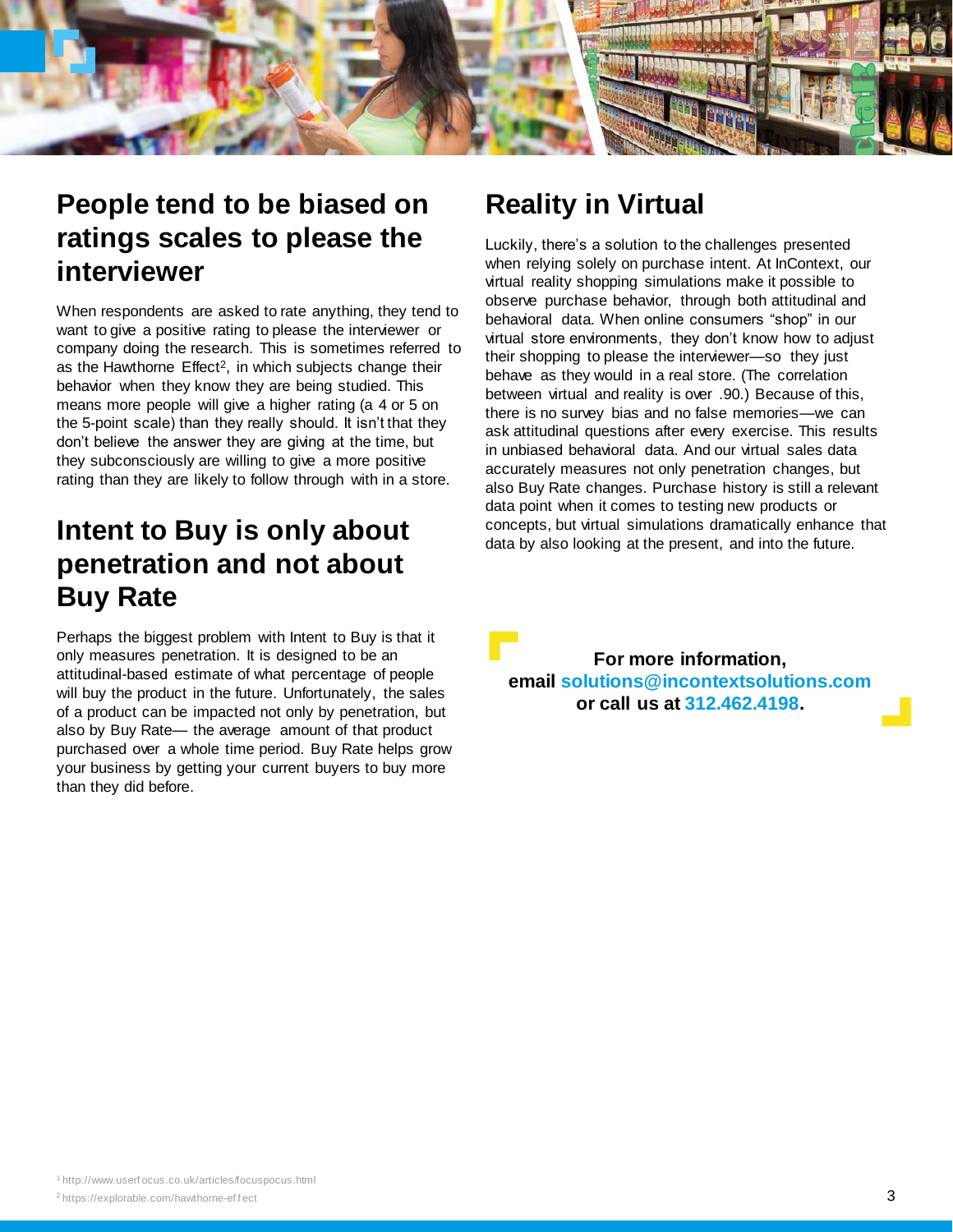## People tend to be biased on ratings scales to please the interviewer

When respondents are asked to rate anything, they tend to want to give a positive rating to please the interviewer or company doing the research. This is sometimes referred to as the Hawthorne Effect[2], in which subjects change their behavior when they know they are being studied. This means more people will give a higher rating (a 4 or 5 on the 5-point scale) than they really should. It isn't that they don't believe the answer they are giving at the time, but they subconsciously are willing to give a more positive rating than they are likely to follow through with in a store.

## Intent to Buy is only about penetration and not about Buy Rate

Perhaps the biggest problem with Intent to Buy is that it only measures penetration. It is designed to be an attitudinal-based estimate of what percentage of people will buy the product in the future. Unfortunately, the sales of a product can be impacted not only by penetration, but also by Buy Rate— the average amount of that product purchased over a whole time period. Buy Rate helps grow your business by getting your current buyers to buy more than they did before.

## Reality in Virtual

Luckily, there's a solution to the challenges presented when relying solely on purchase intent. At InContext, our virtual reality shopping simulations make it possible to observe purchase behavior, through both attitudinal and behavioral data. When online consumers "shop" in our virtual store environments, they don't know how to adjust their shopping to please the interviewer—so they just behave as they would in a real store. (The correlation between virtual and reality is over .90.) Because of this, there is no survey bias and no false memories—we can ask attitudinal questions after every exercise. This results in unbiased behavioral data. And our virtual sales data accurately measures not only penetration changes, but also Buy Rate changes. Purchase history is still a relevant data point when it comes to testing new products or concepts, but virtual simulations dramatically enhance that data by also looking at the present, and into the future.

**For more information,**
**email solutions@incontextsolutions.com**
**or call us at 312.462.4198.**

[1] http://www.userfocus.co.uk/articles/focuspocus.html
[2] https://explorable.com/hawthorne-effect